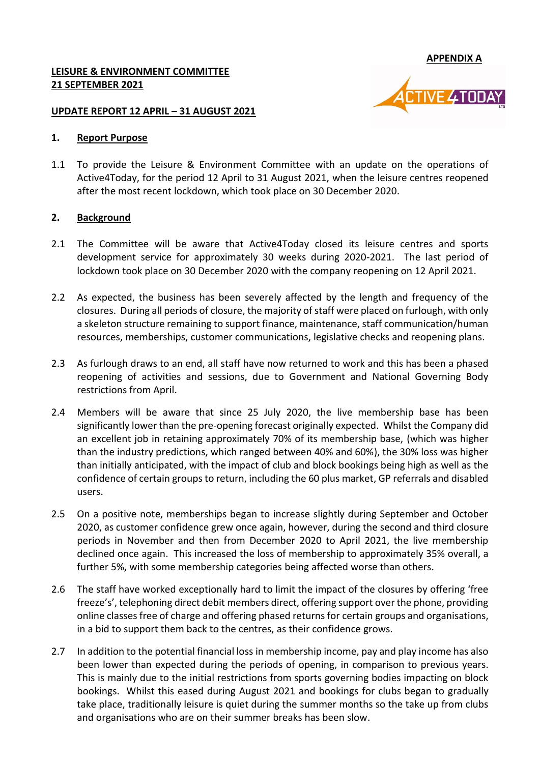**APPENDIX A**

**LEISURE & ENVIRONMENT COMMITTEE**
**21 SEPTEMBER 2021**

**UPDATE REPORT 12 APRIL – 31 AUGUST 2021**

## 1. Report Purpose

1.1 To provide the Leisure & Environment Committee with an update on the operations of Active4Today, for the period 12 April to 31 August 2021, when the leisure centres reopened after the most recent lockdown, which took place on 30 December 2020.

## 2. Background

2.1 The Committee will be aware that Active4Today closed its leisure centres and sports development service for approximately 30 weeks during 2020-2021. The last period of lockdown took place on 30 December 2020 with the company reopening on 12 April 2021.

2.2 As expected, the business has been severely affected by the length and frequency of the closures. During all periods of closure, the majority of staff were placed on furlough, with only a skeleton structure remaining to support finance, maintenance, staff communication/human resources, memberships, customer communications, legislative checks and reopening plans.

2.3 As furlough draws to an end, all staff have now returned to work and this has been a phased reopening of activities and sessions, due to Government and National Governing Body restrictions from April.

2.4 Members will be aware that since 25 July 2020, the live membership base has been significantly lower than the pre-opening forecast originally expected. Whilst the Company did an excellent job in retaining approximately 70% of its membership base, (which was higher than the industry predictions, which ranged between 40% and 60%), the 30% loss was higher than initially anticipated, with the impact of club and block bookings being high as well as the confidence of certain groups to return, including the 60 plus market, GP referrals and disabled users.

2.5 On a positive note, memberships began to increase slightly during September and October 2020, as customer confidence grew once again, however, during the second and third closure periods in November and then from December 2020 to April 2021, the live membership declined once again. This increased the loss of membership to approximately 35% overall, a further 5%, with some membership categories being affected worse than others.

2.6 The staff have worked exceptionally hard to limit the impact of the closures by offering 'free freeze's', telephoning direct debit members direct, offering support over the phone, providing online classes free of charge and offering phased returns for certain groups and organisations, in a bid to support them back to the centres, as their confidence grows.

2.7 In addition to the potential financial loss in membership income, pay and play income has also been lower than expected during the periods of opening, in comparison to previous years. This is mainly due to the initial restrictions from sports governing bodies impacting on block bookings. Whilst this eased during August 2021 and bookings for clubs began to gradually take place, traditionally leisure is quiet during the summer months so the take up from clubs and organisations who are on their summer breaks has been slow.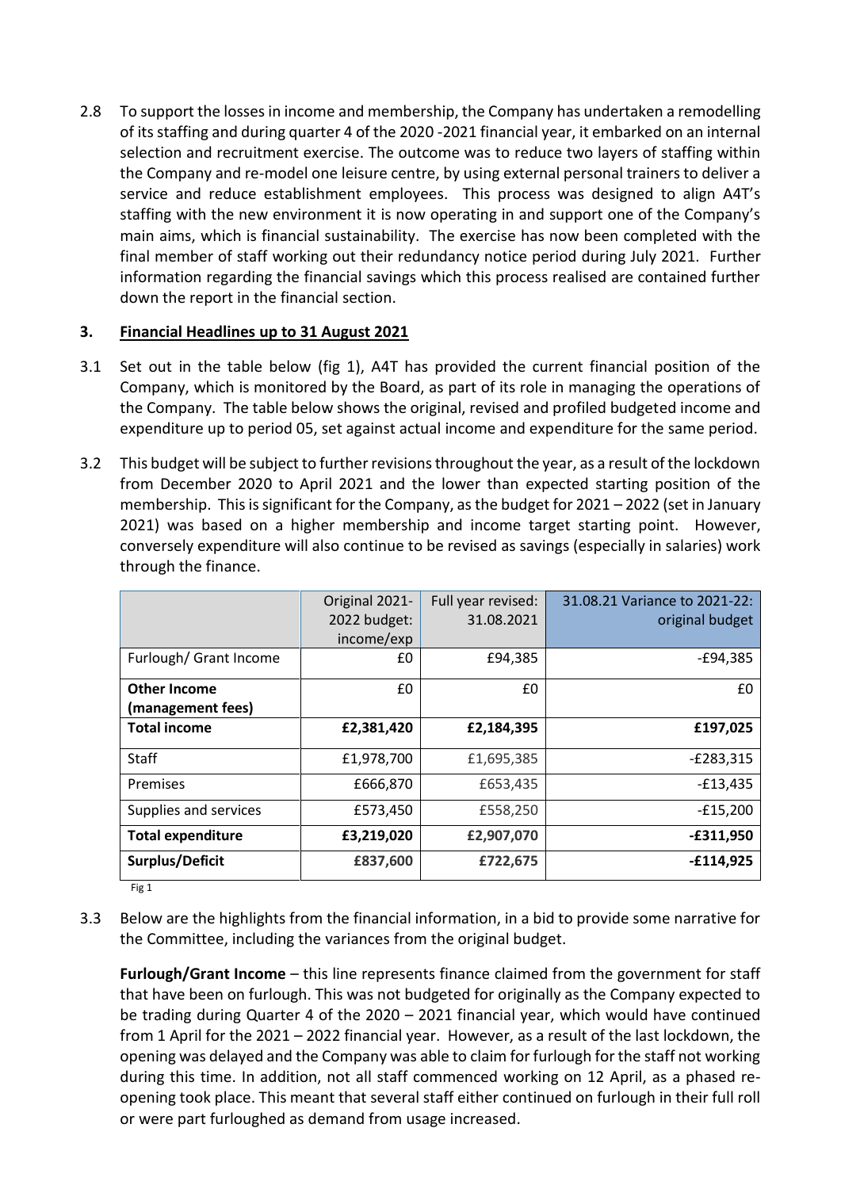2.8 To support the losses in income and membership, the Company has undertaken a remodelling of its staffing and during quarter 4 of the 2020 -2021 financial year, it embarked on an internal selection and recruitment exercise. The outcome was to reduce two layers of staffing within the Company and re-model one leisure centre, by using external personal trainers to deliver a service and reduce establishment employees. This process was designed to align A4T's staffing with the new environment it is now operating in and support one of the Company's main aims, which is financial sustainability. The exercise has now been completed with the final member of staff working out their redundancy notice period during July 2021. Further information regarding the financial savings which this process realised are contained further down the report in the financial section.

## 3. Financial Headlines up to 31 August 2021

3.1 Set out in the table below (fig 1), A4T has provided the current financial position of the Company, which is monitored by the Board, as part of its role in managing the operations of the Company. The table below shows the original, revised and profiled budgeted income and expenditure up to period 05, set against actual income and expenditure for the same period.

3.2 This budget will be subject to further revisions throughout the year, as a result of the lockdown from December 2020 to April 2021 and the lower than expected starting position of the membership. This is significant for the Company, as the budget for 2021 – 2022 (set in January 2021) was based on a higher membership and income target starting point. However, conversely expenditure will also continue to be revised as savings (especially in salaries) work through the finance.

| | Original 2021-2022 budget: income/exp | Full year revised: 31.08.2021 | 31.08.21 Variance to 2021-22: original budget |
|---|---|---|---|
| Furlough/ Grant Income | £0 | £94,385 | -£94,385 |
| **Other Income (management fees)** | £0 | £0 | £0 |
| **Total income** | **£2,381,420** | **£2,184,395** | **£197,025** |
| Staff | £1,978,700 | £1,695,385 | -£283,315 |
| Premises | £666,870 | £653,435 | -£13,435 |
| Supplies and services | £573,450 | £558,250 | -£15,200 |
| **Total expenditure** | **£3,219,020** | **£2,907,070** | **-£311,950** |
| **Surplus/Deficit** | **£837,600** | **£722,675** | **-£114,925** |

Fig 1

3.3 Below are the highlights from the financial information, in a bid to provide some narrative for the Committee, including the variances from the original budget.

**Furlough/Grant Income** – this line represents finance claimed from the government for staff that have been on furlough. This was not budgeted for originally as the Company expected to be trading during Quarter 4 of the 2020 – 2021 financial year, which would have continued from 1 April for the 2021 – 2022 financial year. However, as a result of the last lockdown, the opening was delayed and the Company was able to claim for furlough for the staff not working during this time. In addition, not all staff commenced working on 12 April, as a phased re-opening took place. This meant that several staff either continued on furlough in their full roll or were part furloughed as demand from usage increased.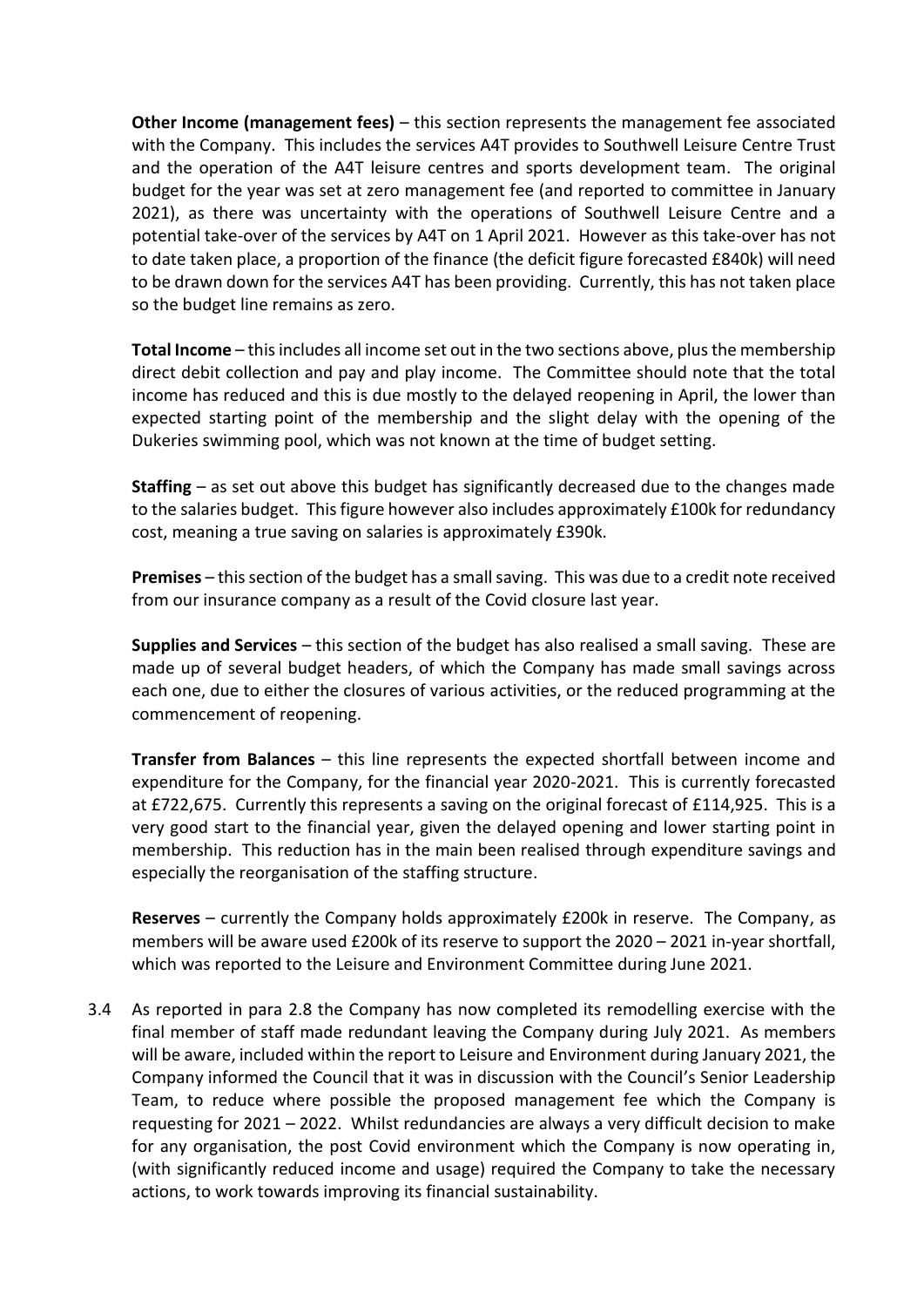**Other Income (management fees)** – this section represents the management fee associated with the Company. This includes the services A4T provides to Southwell Leisure Centre Trust and the operation of the A4T leisure centres and sports development team. The original budget for the year was set at zero management fee (and reported to committee in January 2021), as there was uncertainty with the operations of Southwell Leisure Centre and a potential take-over of the services by A4T on 1 April 2021. However as this take-over has not to date taken place, a proportion of the finance (the deficit figure forecasted £840k) will need to be drawn down for the services A4T has been providing. Currently, this has not taken place so the budget line remains as zero.

**Total Income** – this includes all income set out in the two sections above, plus the membership direct debit collection and pay and play income. The Committee should note that the total income has reduced and this is due mostly to the delayed reopening in April, the lower than expected starting point of the membership and the slight delay with the opening of the Dukeries swimming pool, which was not known at the time of budget setting.

**Staffing** – as set out above this budget has significantly decreased due to the changes made to the salaries budget. This figure however also includes approximately £100k for redundancy cost, meaning a true saving on salaries is approximately £390k.

**Premises** – this section of the budget has a small saving. This was due to a credit note received from our insurance company as a result of the Covid closure last year.

**Supplies and Services** – this section of the budget has also realised a small saving. These are made up of several budget headers, of which the Company has made small savings across each one, due to either the closures of various activities, or the reduced programming at the commencement of reopening.

**Transfer from Balances** – this line represents the expected shortfall between income and expenditure for the Company, for the financial year 2020-2021. This is currently forecasted at £722,675. Currently this represents a saving on the original forecast of £114,925. This is a very good start to the financial year, given the delayed opening and lower starting point in membership. This reduction has in the main been realised through expenditure savings and especially the reorganisation of the staffing structure.

**Reserves** – currently the Company holds approximately £200k in reserve. The Company, as members will be aware used £200k of its reserve to support the 2020 – 2021 in-year shortfall, which was reported to the Leisure and Environment Committee during June 2021.

3.4 As reported in para 2.8 the Company has now completed its remodelling exercise with the final member of staff made redundant leaving the Company during July 2021. As members will be aware, included within the report to Leisure and Environment during January 2021, the Company informed the Council that it was in discussion with the Council's Senior Leadership Team, to reduce where possible the proposed management fee which the Company is requesting for 2021 – 2022. Whilst redundancies are always a very difficult decision to make for any organisation, the post Covid environment which the Company is now operating in, (with significantly reduced income and usage) required the Company to take the necessary actions, to work towards improving its financial sustainability.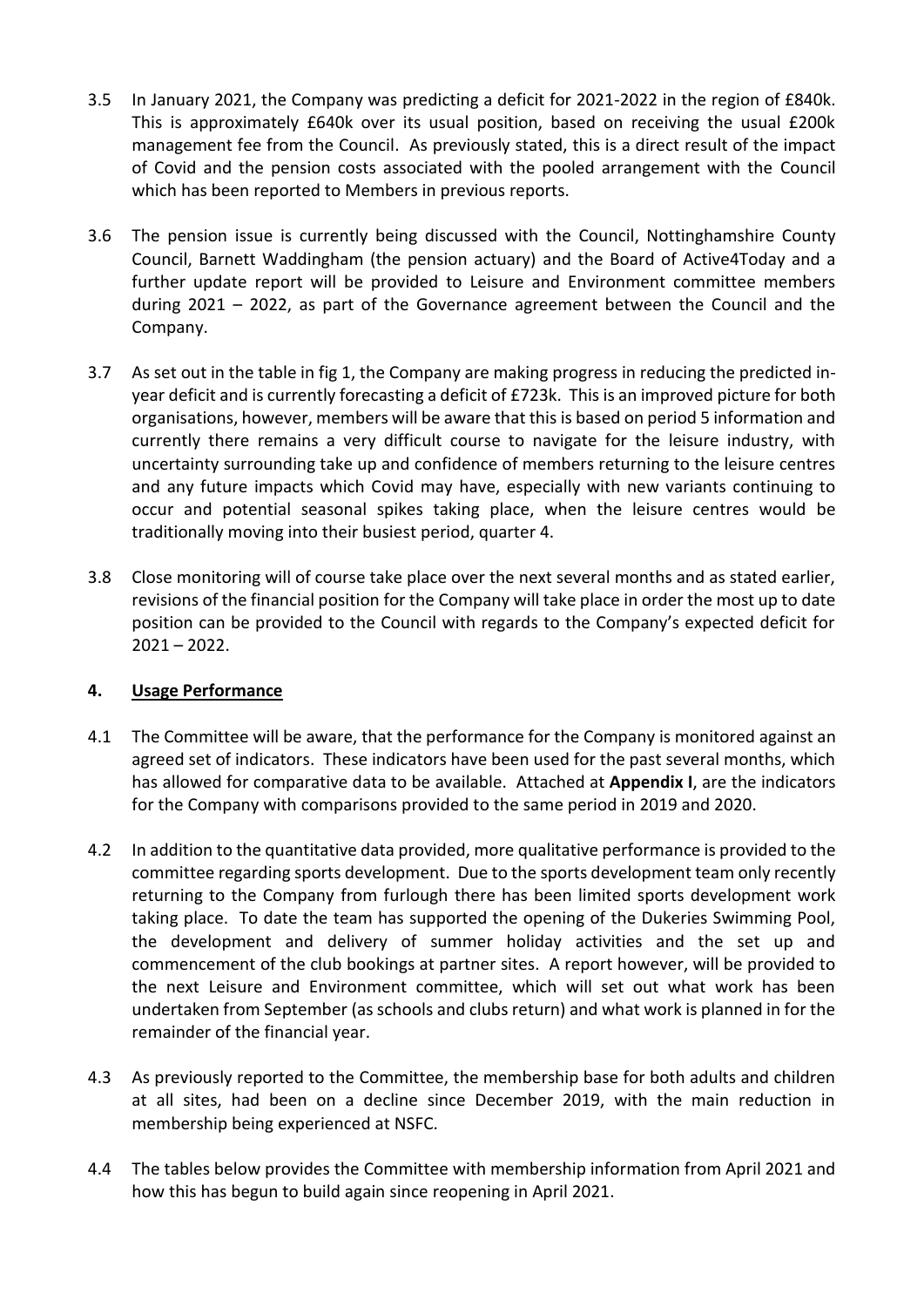3.5 In January 2021, the Company was predicting a deficit for 2021-2022 in the region of £840k. This is approximately £640k over its usual position, based on receiving the usual £200k management fee from the Council. As previously stated, this is a direct result of the impact of Covid and the pension costs associated with the pooled arrangement with the Council which has been reported to Members in previous reports.

3.6 The pension issue is currently being discussed with the Council, Nottinghamshire County Council, Barnett Waddingham (the pension actuary) and the Board of Active4Today and a further update report will be provided to Leisure and Environment committee members during 2021 – 2022, as part of the Governance agreement between the Council and the Company.

3.7 As set out in the table in fig 1, the Company are making progress in reducing the predicted in-year deficit and is currently forecasting a deficit of £723k. This is an improved picture for both organisations, however, members will be aware that this is based on period 5 information and currently there remains a very difficult course to navigate for the leisure industry, with uncertainty surrounding take up and confidence of members returning to the leisure centres and any future impacts which Covid may have, especially with new variants continuing to occur and potential seasonal spikes taking place, when the leisure centres would be traditionally moving into their busiest period, quarter 4.

3.8 Close monitoring will of course take place over the next several months and as stated earlier, revisions of the financial position for the Company will take place in order the most up to date position can be provided to the Council with regards to the Company's expected deficit for 2021 – 2022.

## 4. Usage Performance

4.1 The Committee will be aware, that the performance for the Company is monitored against an agreed set of indicators. These indicators have been used for the past several months, which has allowed for comparative data to be available. Attached at **Appendix I**, are the indicators for the Company with comparisons provided to the same period in 2019 and 2020.

4.2 In addition to the quantitative data provided, more qualitative performance is provided to the committee regarding sports development. Due to the sports development team only recently returning to the Company from furlough there has been limited sports development work taking place. To date the team has supported the opening of the Dukeries Swimming Pool, the development and delivery of summer holiday activities and the set up and commencement of the club bookings at partner sites. A report however, will be provided to the next Leisure and Environment committee, which will set out what work has been undertaken from September (as schools and clubs return) and what work is planned in for the remainder of the financial year.

4.3 As previously reported to the Committee, the membership base for both adults and children at all sites, had been on a decline since December 2019, with the main reduction in membership being experienced at NSFC.

4.4 The tables below provides the Committee with membership information from April 2021 and how this has begun to build again since reopening in April 2021.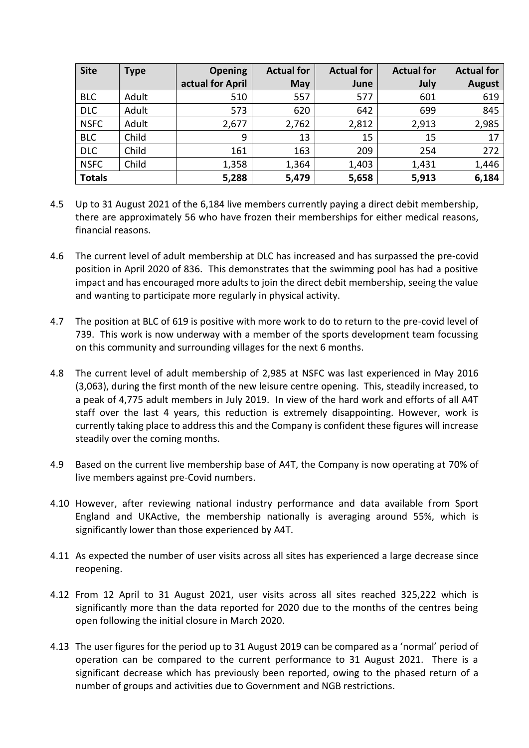| Site | Type | Opening actual for April | Actual for May | Actual for June | Actual for July | Actual for August |
|---|---|---|---|---|---|---|
| BLC | Adult | 510 | 557 | 577 | 601 | 619 |
| DLC | Adult | 573 | 620 | 642 | 699 | 845 |
| NSFC | Adult | 2,677 | 2,762 | 2,812 | 2,913 | 2,985 |
| BLC | Child | 9 | 13 | 15 | 15 | 17 |
| DLC | Child | 161 | 163 | 209 | 254 | 272 |
| NSFC | Child | 1,358 | 1,364 | 1,403 | 1,431 | 1,446 |
| **Totals** | | **5,288** | **5,479** | **5,658** | **5,913** | **6,184** |

4.5 Up to 31 August 2021 of the 6,184 live members currently paying a direct debit membership, there are approximately 56 who have frozen their memberships for either medical reasons, financial reasons.

4.6 The current level of adult membership at DLC has increased and has surpassed the pre-covid position in April 2020 of 836. This demonstrates that the swimming pool has had a positive impact and has encouraged more adults to join the direct debit membership, seeing the value and wanting to participate more regularly in physical activity.

4.7 The position at BLC of 619 is positive with more work to do to return to the pre-covid level of 739. This work is now underway with a member of the sports development team focussing on this community and surrounding villages for the next 6 months.

4.8 The current level of adult membership of 2,985 at NSFC was last experienced in May 2016 (3,063), during the first month of the new leisure centre opening. This, steadily increased, to a peak of 4,775 adult members in July 2019. In view of the hard work and efforts of all A4T staff over the last 4 years, this reduction is extremely disappointing. However, work is currently taking place to address this and the Company is confident these figures will increase steadily over the coming months.

4.9 Based on the current live membership base of A4T, the Company is now operating at 70% of live members against pre-Covid numbers.

4.10 However, after reviewing national industry performance and data available from Sport England and UKActive, the membership nationally is averaging around 55%, which is significantly lower than those experienced by A4T.

4.11 As expected the number of user visits across all sites has experienced a large decrease since reopening.

4.12 From 12 April to 31 August 2021, user visits across all sites reached 325,222 which is significantly more than the data reported for 2020 due to the months of the centres being open following the initial closure in March 2020.

4.13 The user figures for the period up to 31 August 2019 can be compared as a 'normal' period of operation can be compared to the current performance to 31 August 2021. There is a significant decrease which has previously been reported, owing to the phased return of a number of groups and activities due to Government and NGB restrictions.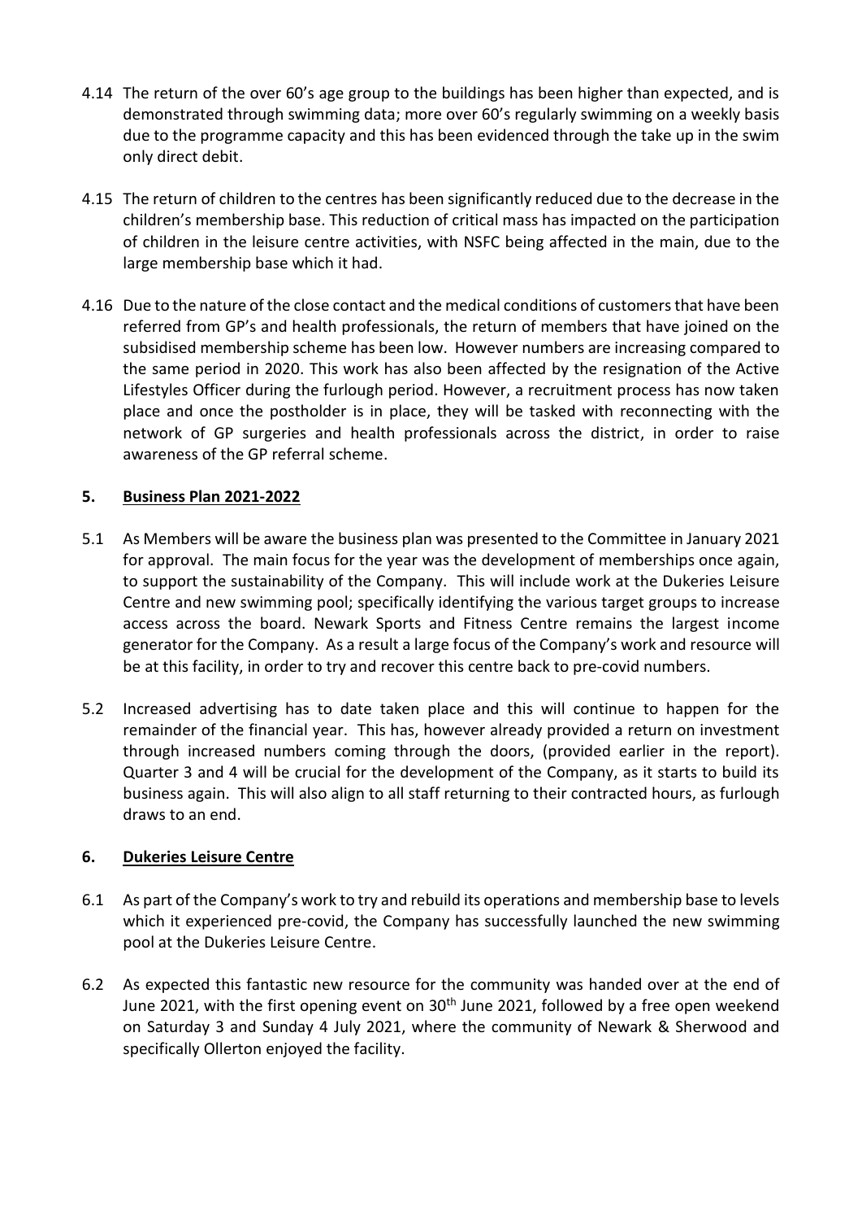4.14 The return of the over 60's age group to the buildings has been higher than expected, and is demonstrated through swimming data; more over 60's regularly swimming on a weekly basis due to the programme capacity and this has been evidenced through the take up in the swim only direct debit.

4.15 The return of children to the centres has been significantly reduced due to the decrease in the children's membership base. This reduction of critical mass has impacted on the participation of children in the leisure centre activities, with NSFC being affected in the main, due to the large membership base which it had.

4.16 Due to the nature of the close contact and the medical conditions of customers that have been referred from GP's and health professionals, the return of members that have joined on the subsidised membership scheme has been low. However numbers are increasing compared to the same period in 2020. This work has also been affected by the resignation of the Active Lifestyles Officer during the furlough period. However, a recruitment process has now taken place and once the postholder is in place, they will be tasked with reconnecting with the network of GP surgeries and health professionals across the district, in order to raise awareness of the GP referral scheme.

## 5. Business Plan 2021-2022

5.1 As Members will be aware the business plan was presented to the Committee in January 2021 for approval. The main focus for the year was the development of memberships once again, to support the sustainability of the Company. This will include work at the Dukeries Leisure Centre and new swimming pool; specifically identifying the various target groups to increase access across the board. Newark Sports and Fitness Centre remains the largest income generator for the Company. As a result a large focus of the Company's work and resource will be at this facility, in order to try and recover this centre back to pre-covid numbers.

5.2 Increased advertising has to date taken place and this will continue to happen for the remainder of the financial year. This has, however already provided a return on investment through increased numbers coming through the doors, (provided earlier in the report). Quarter 3 and 4 will be crucial for the development of the Company, as it starts to build its business again. This will also align to all staff returning to their contracted hours, as furlough draws to an end.

## 6. Dukeries Leisure Centre

6.1 As part of the Company's work to try and rebuild its operations and membership base to levels which it experienced pre-covid, the Company has successfully launched the new swimming pool at the Dukeries Leisure Centre.

6.2 As expected this fantastic new resource for the community was handed over at the end of June 2021, with the first opening event on 30th June 2021, followed by a free open weekend on Saturday 3 and Sunday 4 July 2021, where the community of Newark & Sherwood and specifically Ollerton enjoyed the facility.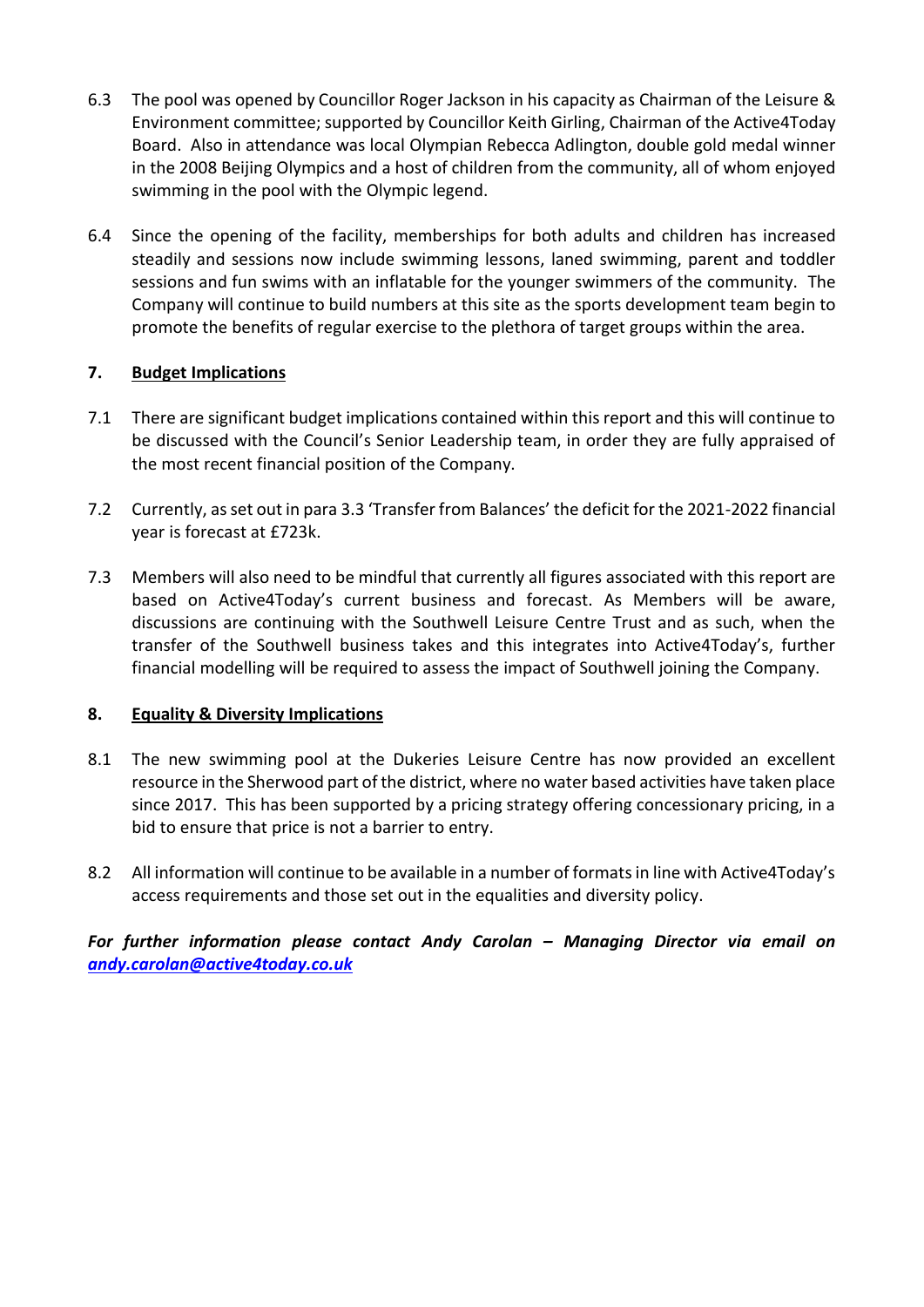6.3 The pool was opened by Councillor Roger Jackson in his capacity as Chairman of the Leisure & Environment committee; supported by Councillor Keith Girling, Chairman of the Active4Today Board. Also in attendance was local Olympian Rebecca Adlington, double gold medal winner in the 2008 Beijing Olympics and a host of children from the community, all of whom enjoyed swimming in the pool with the Olympic legend.

6.4 Since the opening of the facility, memberships for both adults and children has increased steadily and sessions now include swimming lessons, laned swimming, parent and toddler sessions and fun swims with an inflatable for the younger swimmers of the community. The Company will continue to build numbers at this site as the sports development team begin to promote the benefits of regular exercise to the plethora of target groups within the area.

## 7. <u>Budget Implications</u>

7.1 There are significant budget implications contained within this report and this will continue to be discussed with the Council's Senior Leadership team, in order they are fully appraised of the most recent financial position of the Company.

7.2 Currently, as set out in para 3.3 'Transfer from Balances' the deficit for the 2021-2022 financial year is forecast at £723k.

7.3 Members will also need to be mindful that currently all figures associated with this report are based on Active4Today's current business and forecast. As Members will be aware, discussions are continuing with the Southwell Leisure Centre Trust and as such, when the transfer of the Southwell business takes and this integrates into Active4Today's, further financial modelling will be required to assess the impact of Southwell joining the Company.

## 8. <u>Equality & Diversity Implications</u>

8.1 The new swimming pool at the Dukeries Leisure Centre has now provided an excellent resource in the Sherwood part of the district, where no water based activities have taken place since 2017. This has been supported by a pricing strategy offering concessionary pricing, in a bid to ensure that price is not a barrier to entry.

8.2 All information will continue to be available in a number of formats in line with Active4Today's access requirements and those set out in the equalities and diversity policy.

***For further information please contact Andy Carolan – Managing Director via email on [andy.carolan@active4today.co.uk](mailto:andy.carolan@active4today.co.uk)***